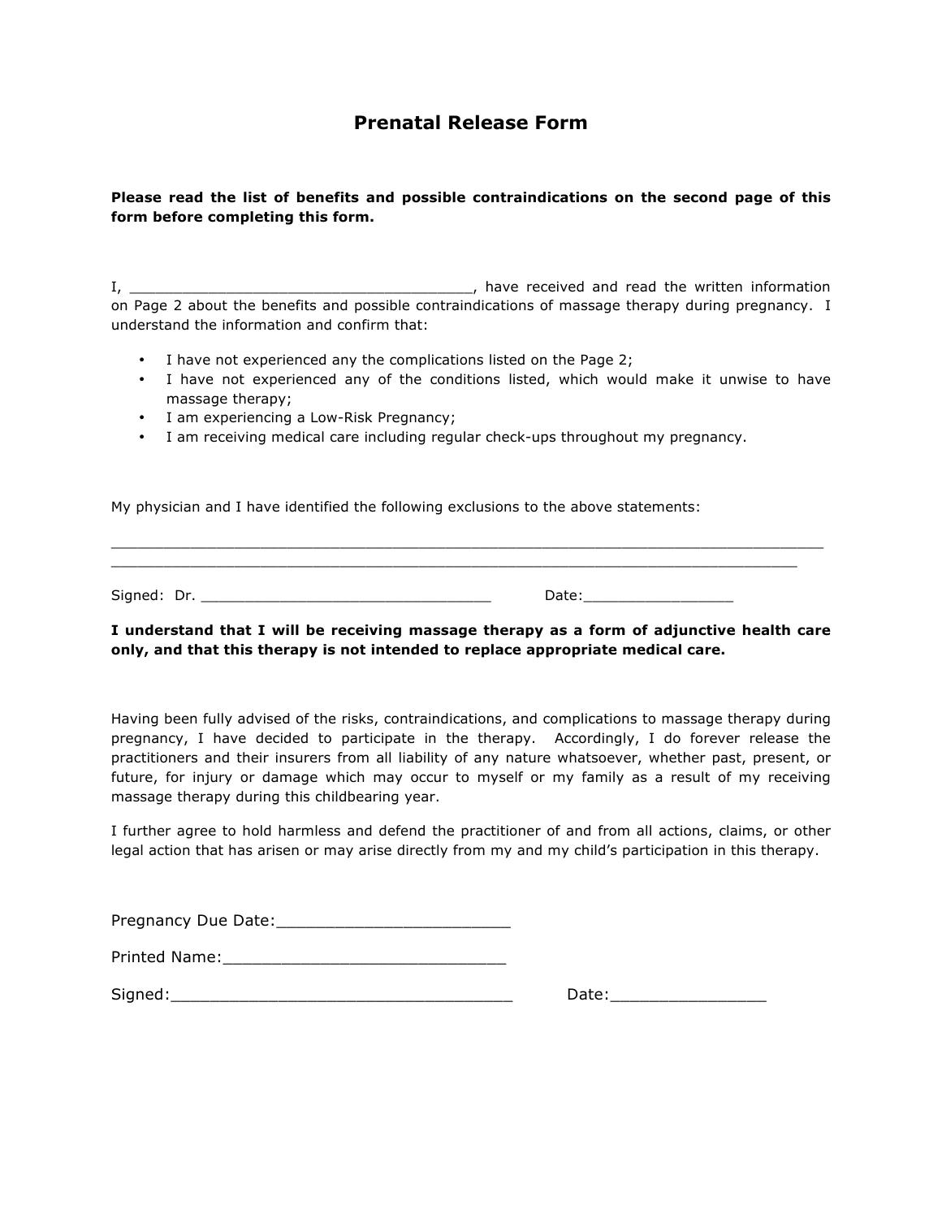# Prenatal Release Form

**Please read the list of benefits and possible contraindications on the second page of this form before completing this form.**

I, ______________________________________, have received and read the written information on Page 2 about the benefits and possible contraindications of massage therapy during pregnancy. I understand the information and confirm that:

- I have not experienced any the complications listed on the Page 2;
- I have not experienced any of the conditions listed, which would make it unwise to have massage therapy;
- I am experiencing a Low-Risk Pregnancy;
- I am receiving medical care including regular check-ups throughout my pregnancy.

My physician and I have identified the following exclusions to the above statements:

________________________________________________________________________________
______________________________________________________________________________

Signed: Dr. ________________________________ Date:________________

**I understand that I will be receiving massage therapy as a form of adjunctive health care only, and that this therapy is not intended to replace appropriate medical care.**

Having been fully advised of the risks, contraindications, and complications to massage therapy during pregnancy, I have decided to participate in the therapy. Accordingly, I do forever release the practitioners and their insurers from all liability of any nature whatsoever, whether past, present, or future, for injury or damage which may occur to myself or my family as a result of my receiving massage therapy during this childbearing year.

I further agree to hold harmless and defend the practitioner of and from all actions, claims, or other legal action that has arisen or may arise directly from my and my child's participation in this therapy.

Pregnancy Due Date:________________________

Printed Name:_____________________________

Signed:___________________________________ Date:________________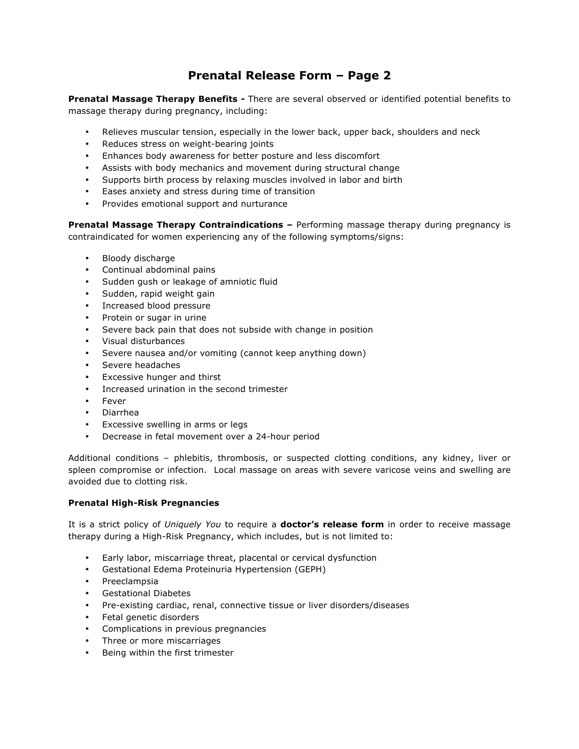# Prenatal Release Form – Page 2

**Prenatal Massage Therapy Benefits -** There are several observed or identified potential benefits to massage therapy during pregnancy, including:

- Relieves muscular tension, especially in the lower back, upper back, shoulders and neck
- Reduces stress on weight-bearing joints
- Enhances body awareness for better posture and less discomfort
- Assists with body mechanics and movement during structural change
- Supports birth process by relaxing muscles involved in labor and birth
- Eases anxiety and stress during time of transition
- Provides emotional support and nurturance

**Prenatal Massage Therapy Contraindications –** Performing massage therapy during pregnancy is contraindicated for women experiencing any of the following symptoms/signs:

- Bloody discharge
- Continual abdominal pains
- Sudden gush or leakage of amniotic fluid
- Sudden, rapid weight gain
- Increased blood pressure
- Protein or sugar in urine
- Severe back pain that does not subside with change in position
- Visual disturbances
- Severe nausea and/or vomiting (cannot keep anything down)
- Severe headaches
- Excessive hunger and thirst
- Increased urination in the second trimester
- Fever
- Diarrhea
- Excessive swelling in arms or legs
- Decrease in fetal movement over a 24-hour period

Additional conditions – phlebitis, thrombosis, or suspected clotting conditions, any kidney, liver or spleen compromise or infection. Local massage on areas with severe varicose veins and swelling are avoided due to clotting risk.

**Prenatal High-Risk Pregnancies**

It is a strict policy of *Uniquely You* to require a **doctor's release form** in order to receive massage therapy during a High-Risk Pregnancy, which includes, but is not limited to:

- Early labor, miscarriage threat, placental or cervical dysfunction
- Gestational Edema Proteinuria Hypertension (GEPH)
- Preeclampsia
- Gestational Diabetes
- Pre-existing cardiac, renal, connective tissue or liver disorders/diseases
- Fetal genetic disorders
- Complications in previous pregnancies
- Three or more miscarriages
- Being within the first trimester